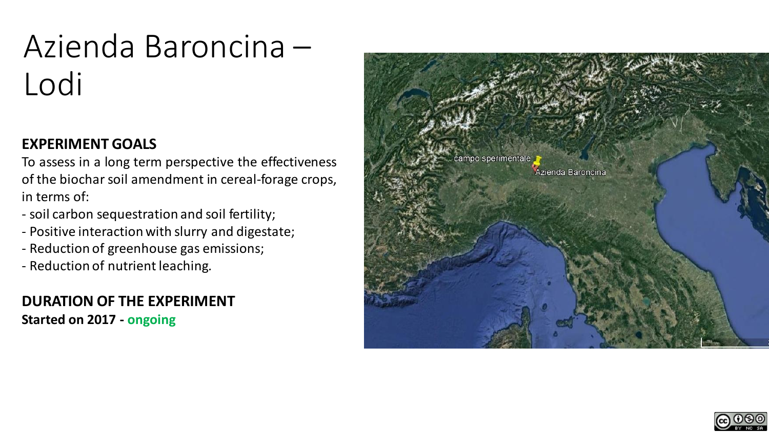# Azienda Baroncina – Lodi

**EXPERIMENT GOALS**

To assess in a long term perspective the effectiveness of the biochar soil amendment in cereal-forage crops, in terms of:

- soil carbon sequestration and soil fertility;
- Positive interaction with slurry and digestate;
- Reduction of greenhouse gas emissions;
- Reduction of nutrient leaching.

**DURATION OF THE EXPERIMENT**

**Started on 2017 - ongoing**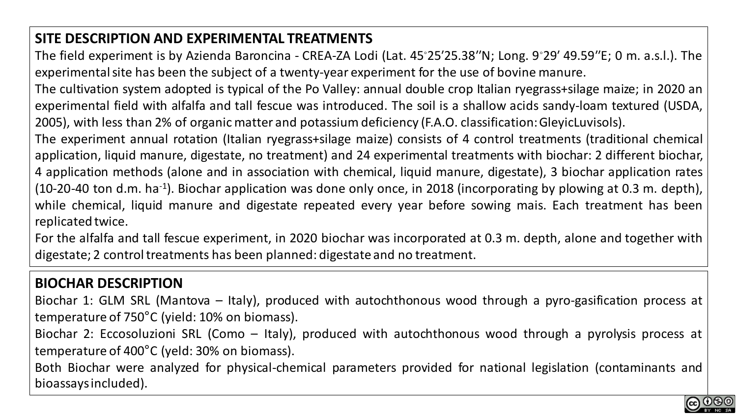## SITE DESCRIPTION AND EXPERIMENTAL TREATMENTS

The field experiment is by Azienda Baroncina - CREA-ZA Lodi (Lat. 45°25'25.38''N; Long. 9°29' 49.59''E; 0 m. a.s.l.). The experimental site has been the subject of a twenty-year experiment for the use of bovine manure.

The cultivation system adopted is typical of the Po Valley: annual double crop Italian ryegrass+silage maize; in 2020 an experimental field with alfalfa and tall fescue was introduced. The soil is a shallow acids sandy-loam textured (USDA, 2005), with less than 2% of organic matter and potassium deficiency (F.A.O. classification: GleyicLuvisols).

The experiment annual rotation (Italian ryegrass+silage maize) consists of 4 control treatments (traditional chemical application, liquid manure, digestate, no treatment) and 24 experimental treatments with biochar: 2 different biochar, 4 application methods (alone and in association with chemical, liquid manure, digestate), 3 biochar application rates (10-20-40 ton d.m. $ha^{-1}$). Biochar application was done only once, in 2018 (incorporating by plowing at 0.3 m. depth), while chemical, liquid manure and digestate repeated every year before sowing mais. Each treatment has been replicated twice.

For the alfalfa and tall fescue experiment, in 2020 biochar was incorporated at 0.3 m. depth, alone and together with digestate; 2 control treatments has been planned: digestate and no treatment.

## BIOCHAR DESCRIPTION

Biochar 1: GLM SRL (Mantova – Italy), produced with autochthonous wood through a pyro-gasification process at temperature of 750°C (yield: 10% on biomass).

Biochar 2: Eccosoluzioni SRL (Como – Italy), produced with autochthonous wood through a pyrolysis process at temperature of 400°C (yeld: 30% on biomass).

Both Biochar were analyzed for physical-chemical parameters provided for national legislation (contaminants and bioassays included).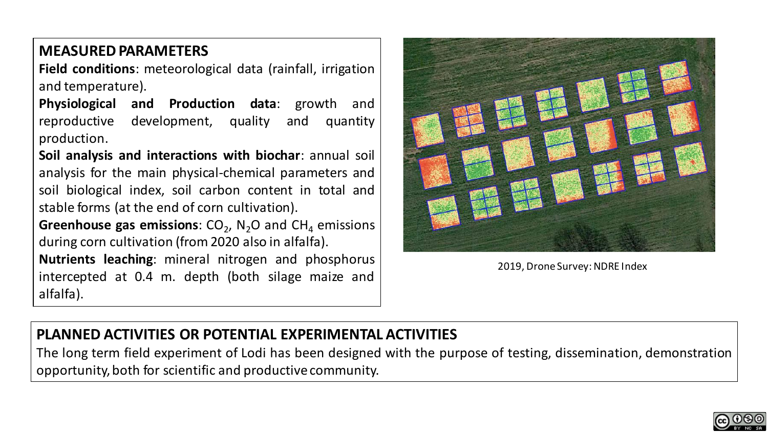## MEASURED PARAMETERS

**Field conditions**: meteorological data (rainfall, irrigation and temperature).

**Physiological and Production data**: growth and reproductive development, quality and quantity production.

**Soil analysis and interactions with biochar**: annual soil analysis for the main physical-chemical parameters and soil biological index, soil carbon content in total and stable forms (at the end of corn cultivation).

**Greenhouse gas emissions**: $CO_2$, $N_2O$ and $CH_4$ emissions during corn cultivation (from 2020 also in alfalfa).

**Nutrients leaching**: mineral nitrogen and phosphorus intercepted at 0.4 m. depth (both silage maize and alfalfa).

2019, Drone Survey: NDRE Index

## PLANNED ACTIVITIES OR POTENTIAL EXPERIMENTAL ACTIVITIES

The long term field experiment of Lodi has been designed with the purpose of testing, dissemination, demonstration opportunity, both for scientific and productive community.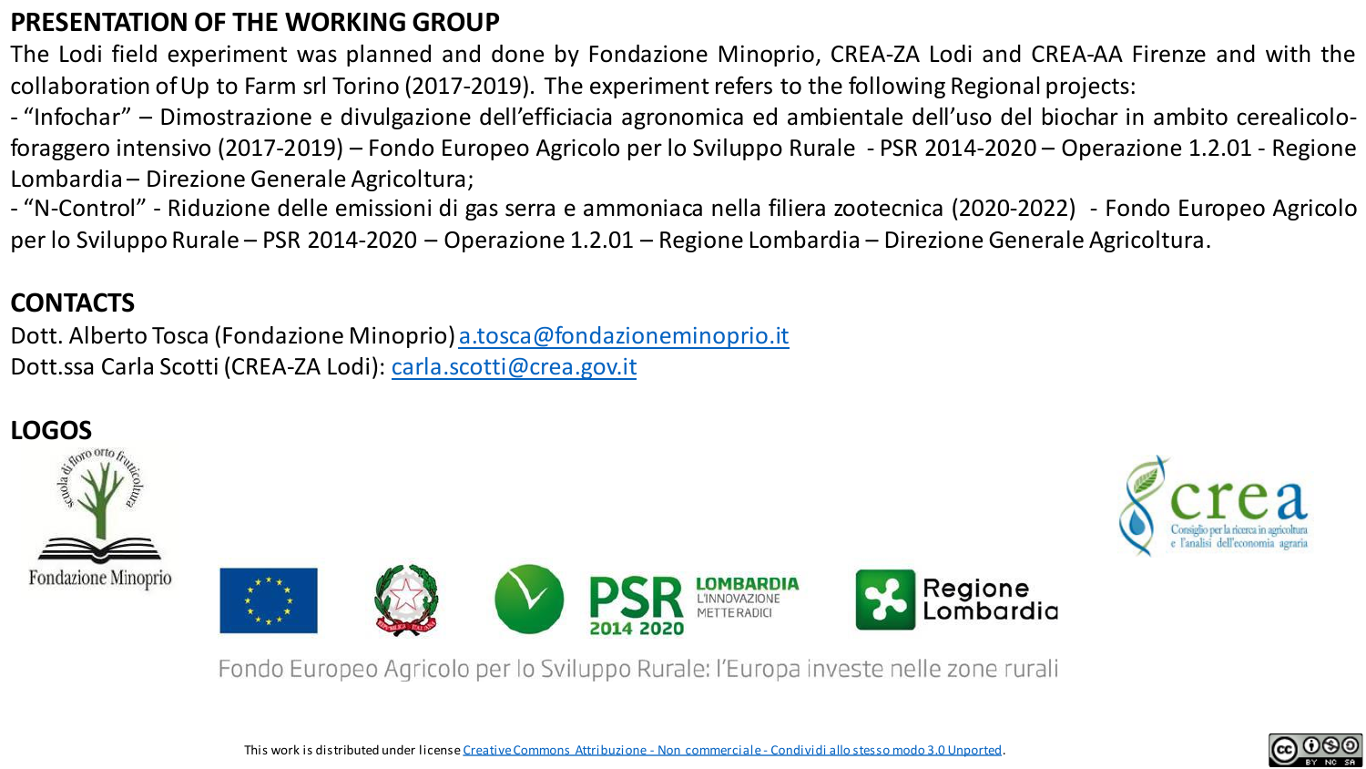## PRESENTATION OF THE WORKING GROUP

The Lodi field experiment was planned and done by Fondazione Minoprio, CREA-ZA Lodi and CREA-AA Firenze and with the collaboration of Up to Farm srl Torino (2017-2019). The experiment refers to the following Regional projects:

- "Infochar" – Dimostrazione e divulgazione dell'efficiacia agronomica ed ambientale dell'uso del biochar in ambito cerealicolo-foraggero intensivo (2017-2019) – Fondo Europeo Agricolo per lo Sviluppo Rurale - PSR 2014-2020 – Operazione 1.2.01 - Regione Lombardia – Direzione Generale Agricoltura;
- "N-Control" - Riduzione delle emissioni di gas serra e ammoniaca nella filiera zootecnica (2020-2022) - Fondo Europeo Agricolo per lo Sviluppo Rurale – PSR 2014-2020 – Operazione 1.2.01 – Regione Lombardia – Direzione Generale Agricoltura.

## CONTACTS

Dott. Alberto Tosca (Fondazione Minoprio) a.tosca@fondazioneminoprio.it

Dott.ssa Carla Scotti (CREA-ZA Lodi): carla.scotti@crea.gov.it

## LOGOS

Fondazione Minoprio

PSR 2014 2020 LOMBARDIA L'INNOVAZIONE METTE RADICI

Regione Lombardia

crea Consiglio per la ricerca in agricoltura e l'analisi dell'economia agraria

Fondo Europeo Agricolo per lo Sviluppo Rurale: l'Europa investe nelle zone rurali

This work is distributed under license Creative Commons Attribuzione - Non commerciale - Condividi allo stesso modo 3.0 Unported.